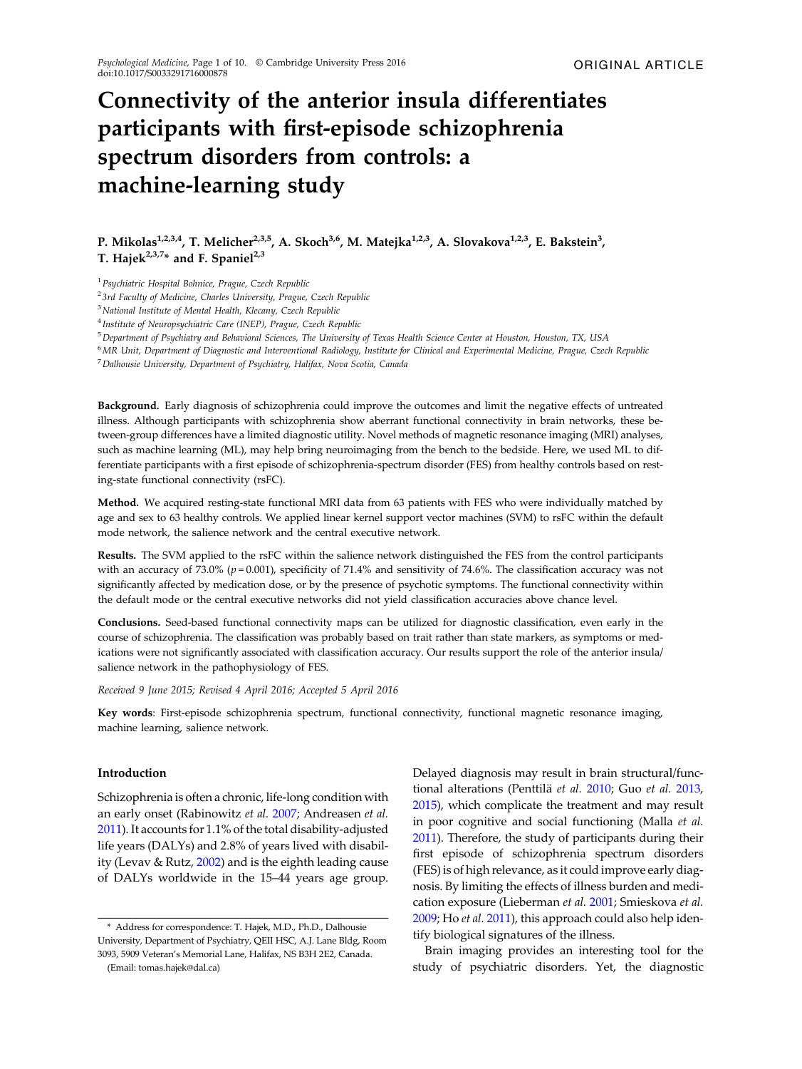ORIGINAL ARTICLE

# Connectivity of the anterior insula differentiates participants with first-episode schizophrenia spectrum disorders from controls: a machine-learning study

**P. Mikolas[1,2,3,4], T. Melicher[2,3,5], A. Skoch[3,6], M. Matejka[1,2,3], A. Slovakova[1,2,3], E. Bakstein[3], T. Hajek[2,3,7]* and F. Spaniel[2,3]**

[1] *Psychiatric Hospital Bohnice, Prague, Czech Republic*
[2] *3rd Faculty of Medicine, Charles University, Prague, Czech Republic*
[3] *National Institute of Mental Health, Klecany, Czech Republic*
[4] *Institute of Neuropsychiatric Care (INEP), Prague, Czech Republic*
[5] *Department of Psychiatry and Behavioral Sciences, The University of Texas Health Science Center at Houston, Houston, TX, USA*
[6] *MR Unit, Department of Diagnostic and Interventional Radiology, Institute for Clinical and Experimental Medicine, Prague, Czech Republic*
[7] *Dalhousie University, Department of Psychiatry, Halifax, Nova Scotia, Canada*

**Background.** Early diagnosis of schizophrenia could improve the outcomes and limit the negative effects of untreated illness. Although participants with schizophrenia show aberrant functional connectivity in brain networks, these between-group differences have a limited diagnostic utility. Novel methods of magnetic resonance imaging (MRI) analyses, such as machine learning (ML), may help bring neuroimaging from the bench to the bedside. Here, we used ML to differentiate participants with a first episode of schizophrenia-spectrum disorder (FES) from healthy controls based on resting-state functional connectivity (rsFC).

**Method.** We acquired resting-state functional MRI data from 63 patients with FES who were individually matched by age and sex to 63 healthy controls. We applied linear kernel support vector machines (SVM) to rsFC within the default mode network, the salience network and the central executive network.

**Results.** The SVM applied to the rsFC within the salience network distinguished the FES from the control participants with an accuracy of 73.0% ($p = 0.001$), specificity of 71.4% and sensitivity of 74.6%. The classification accuracy was not significantly affected by medication dose, or by the presence of psychotic symptoms. The functional connectivity within the default mode or the central executive networks did not yield classification accuracies above chance level.

**Conclusions.** Seed-based functional connectivity maps can be utilized for diagnostic classification, even early in the course of schizophrenia. The classification was probably based on trait rather than state markers, as symptoms or medications were not significantly associated with classification accuracy. Our results support the role of the anterior insula/salience network in the pathophysiology of FES.

*Received 9 June 2015; Revised 4 April 2016; Accepted 5 April 2016*

**Key words**: First-episode schizophrenia spectrum, functional connectivity, functional magnetic resonance imaging, machine learning, salience network.

## Introduction

Schizophrenia is often a chronic, life-long condition with an early onset (Rabinowitz *et al.* 2007; Andreasen *et al.* 2011). It accounts for 1.1% of the total disability-adjusted life years (DALYs) and 2.8% of years lived with disability (Levav & Rutz, 2002) and is the eighth leading cause of DALYs worldwide in the 15–44 years age group. Delayed diagnosis may result in brain structural/functional alterations (Penttilä *et al.* 2010; Guo *et al.* 2013, 2015), which complicate the treatment and may result in poor cognitive and social functioning (Malla *et al.* 2011). Therefore, the study of participants during their first episode of schizophrenia spectrum disorders (FES) is of high relevance, as it could improve early diagnosis. By limiting the effects of illness burden and medication exposure (Lieberman *et al.* 2001; Smieskova *et al.* 2009; Ho *et al.* 2011), this approach could also help identify biological signatures of the illness.

Brain imaging provides an interesting tool for the study of psychiatric disorders. Yet, the diagnostic

\* Address for correspondence: T. Hajek, M.D., Ph.D., Dalhousie University, Department of Psychiatry, QEII HSC, A.J. Lane Bldg, Room 3093, 5909 Veteran's Memorial Lane, Halifax, NS B3H 2E2, Canada. (Email: tomas.hajek@dal.ca)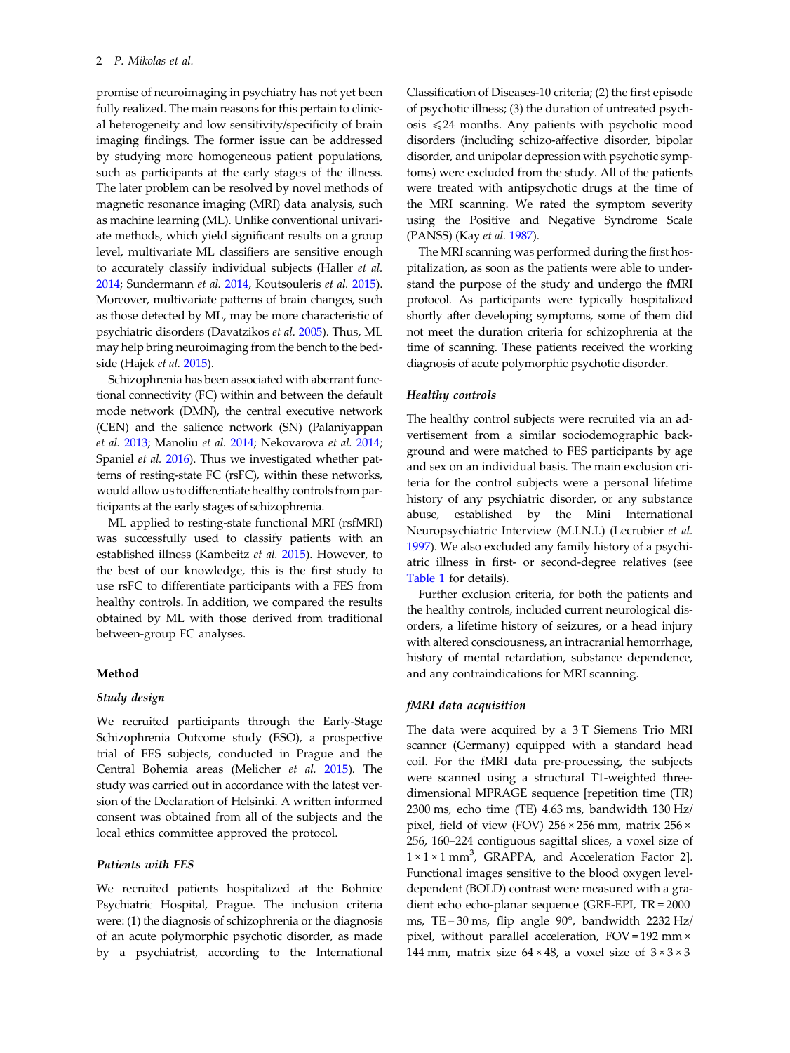promise of neuroimaging in psychiatry has not yet been fully realized. The main reasons for this pertain to clinical heterogeneity and low sensitivity/specificity of brain imaging findings. The former issue can be addressed by studying more homogeneous patient populations, such as participants at the early stages of the illness. The later problem can be resolved by novel methods of magnetic resonance imaging (MRI) data analysis, such as machine learning (ML). Unlike conventional univariate methods, which yield significant results on a group level, multivariate ML classifiers are sensitive enough to accurately classify individual subjects (Haller *et al.* 2014; Sundermann *et al.* 2014, Koutsouleris *et al.* 2015). Moreover, multivariate patterns of brain changes, such as those detected by ML, may be more characteristic of psychiatric disorders (Davatzikos *et al.* 2005). Thus, ML may help bring neuroimaging from the bench to the bedside (Hajek *et al.* 2015).

Schizophrenia has been associated with aberrant functional connectivity (FC) within and between the default mode network (DMN), the central executive network (CEN) and the salience network (SN) (Palaniyappan *et al.* 2013; Manoliu *et al.* 2014; Nekovarova *et al.* 2014; Spaniel *et al.* 2016). Thus we investigated whether patterns of resting-state FC (rsFC), within these networks, would allow us to differentiate healthy controls from participants at the early stages of schizophrenia.

ML applied to resting-state functional MRI (rsfMRI) was successfully used to classify patients with an established illness (Kambeitz *et al.* 2015). However, to the best of our knowledge, this is the first study to use rsFC to differentiate participants with a FES from healthy controls. In addition, we compared the results obtained by ML with those derived from traditional between-group FC analyses.

## Method

### *Study design*

We recruited participants through the Early-Stage Schizophrenia Outcome study (ESO), a prospective trial of FES subjects, conducted in Prague and the Central Bohemia areas (Melicher *et al.* 2015). The study was carried out in accordance with the latest version of the Declaration of Helsinki. A written informed consent was obtained from all of the subjects and the local ethics committee approved the protocol.

### *Patients with FES*

We recruited patients hospitalized at the Bohnice Psychiatric Hospital, Prague. The inclusion criteria were: (1) the diagnosis of schizophrenia or the diagnosis of an acute polymorphic psychotic disorder, as made by a psychiatrist, according to the International Classification of Diseases-10 criteria; (2) the first episode of psychotic illness; (3) the duration of untreated psychosis ⩽24 months. Any patients with psychotic mood disorders (including schizo-affective disorder, bipolar disorder, and unipolar depression with psychotic symptoms) were excluded from the study. All of the patients were treated with antipsychotic drugs at the time of the MRI scanning. We rated the symptom severity using the Positive and Negative Syndrome Scale (PANSS) (Kay *et al.* 1987).

The MRI scanning was performed during the first hospitalization, as soon as the patients were able to understand the purpose of the study and undergo the fMRI protocol. As participants were typically hospitalized shortly after developing symptoms, some of them did not meet the duration criteria for schizophrenia at the time of scanning. These patients received the working diagnosis of acute polymorphic psychotic disorder.

### *Healthy controls*

The healthy control subjects were recruited via an advertisement from a similar sociodemographic background and were matched to FES participants by age and sex on an individual basis. The main exclusion criteria for the control subjects were a personal lifetime history of any psychiatric disorder, or any substance abuse, established by the Mini International Neuropsychiatric Interview (M.I.N.I.) (Lecrubier *et al.* 1997). We also excluded any family history of a psychiatric illness in first- or second-degree relatives (see Table 1 for details).

Further exclusion criteria, for both the patients and the healthy controls, included current neurological disorders, a lifetime history of seizures, or a head injury with altered consciousness, an intracranial hemorrhage, history of mental retardation, substance dependence, and any contraindications for MRI scanning.

### *fMRI data acquisition*

The data were acquired by a 3 T Siemens Trio MRI scanner (Germany) equipped with a standard head coil. For the fMRI data pre-processing, the subjects were scanned using a structural T1-weighted three-dimensional MPRAGE sequence [repetition time (TR) 2300 ms, echo time (TE) 4.63 ms, bandwidth 130 Hz/pixel, field of view (FOV) 256 × 256 mm, matrix 256 × 256, 160–224 contiguous sagittal slices, a voxel size of $1 \times 1 \times 1$ mm$^3$, GRAPPA, and Acceleration Factor 2]. Functional images sensitive to the blood oxygen level-dependent (BOLD) contrast were measured with a gradient echo echo-planar sequence (GRE-EPI, TR = 2000 ms, TE = 30 ms, flip angle 90°, bandwidth 2232 Hz/pixel, without parallel acceleration, FOV = 192 mm × 144 mm, matrix size 64 × 48, a voxel size of 3 × 3 × 3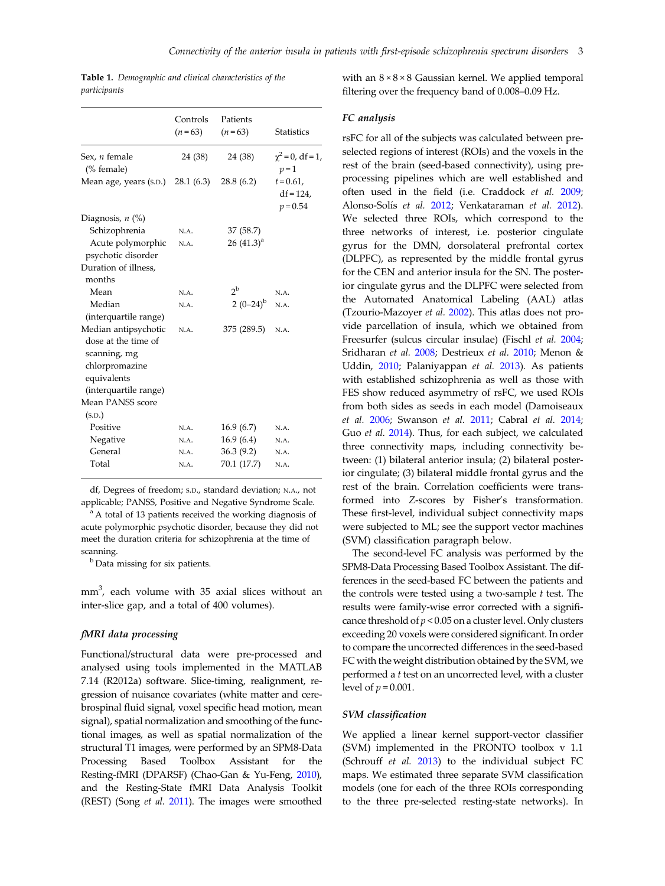**Table 1.** *Demographic and clinical characteristics of the participants*

| | Controls ($n = 63$) | Patients ($n = 63$) | Statistics |
|---|---|---|---|
| Sex, *n* female (% female) | 24 (38) | 24 (38) | $\chi^2 = 0$, df = 1, $p = 1$ |
| Mean age, years (S.D.) | 28.1 (6.3) | 28.8 (6.2) | $t = 0.61$, df = 124, $p = 0.54$ |
| Diagnosis, *n* (%) | | | |
| Schizophrenia | N.A. | 37 (58.7) | |
| Acute polymorphic psychotic disorder | N.A. | 26 (41.3)[a] | |
| Duration of illness, months | | | |
| Mean | N.A. | 2[b] | N.A. |
| Median (interquartile range) | N.A. | 2 (0–24)[b] | N.A. |
| Median antipsychotic dose at the time of scanning, mg chlorpromazine equivalents (interquartile range) | N.A. | 375 (289.5) | N.A. |
| Mean PANSS score (S.D.) | | | |
| Positive | N.A. | 16.9 (6.7) | N.A. |
| Negative | N.A. | 16.9 (6.4) | N.A. |
| General | N.A. | 36.3 (9.2) | N.A. |
| Total | N.A. | 70.1 (17.7) | N.A. |

df, Degrees of freedom; S.D., standard deviation; N.A., not applicable; PANSS, Positive and Negative Syndrome Scale.

[a] A total of 13 patients received the working diagnosis of acute polymorphic psychotic disorder, because they did not meet the duration criteria for schizophrenia at the time of scanning.

[b] Data missing for six patients.

mm$^3$, each volume with 35 axial slices without an inter-slice gap, and a total of 400 volumes).

### fMRI data processing

Functional/structural data were pre-processed and analysed using tools implemented in the MATLAB 7.14 (R2012a) software. Slice-timing, realignment, regression of nuisance covariates (white matter and cerebrospinal fluid signal, voxel specific head motion, mean signal), spatial normalization and smoothing of the functional images, as well as spatial normalization of the structural T1 images, were performed by an SPM8-Data Processing Based Toolbox Assistant for the Resting-fMRI (DPARSF) (Chao-Gan & Yu-Feng, 2010), and the Resting-State fMRI Data Analysis Toolkit (REST) (Song *et al.* 2011). The images were smoothed with an 8 × 8 × 8 Gaussian kernel. We applied temporal filtering over the frequency band of 0.008–0.09 Hz.

### FC analysis

rsFC for all of the subjects was calculated between preselected regions of interest (ROIs) and the voxels in the rest of the brain (seed-based connectivity), using preprocessing pipelines which are well established and often used in the field (i.e. Craddock *et al.* 2009; Alonso-Solís *et al.* 2012; Venkataraman *et al.* 2012). We selected three ROIs, which correspond to the three networks of interest, i.e. posterior cingulate gyrus for the DMN, dorsolateral prefrontal cortex (DLPFC), as represented by the middle frontal gyrus for the CEN and anterior insula for the SN. The posterior cingulate gyrus and the DLPFC were selected from the Automated Anatomical Labeling (AAL) atlas (Tzourio-Mazoyer *et al.* 2002). This atlas does not provide parcellation of insula, which we obtained from Freesurfer (sulcus circular insulae) (Fischl *et al.* 2004; Sridharan *et al.* 2008; Destrieux *et al.* 2010; Menon & Uddin, 2010; Palaniyappan *et al.* 2013). As patients with established schizophrenia as well as those with FES show reduced asymmetry of rsFC, we used ROIs from both sides as seeds in each model (Damoiseaux *et al.* 2006; Swanson *et al.* 2011; Cabral *et al.* 2014; Guo *et al.* 2014). Thus, for each subject, we calculated three connectivity maps, including connectivity between: (1) bilateral anterior insula; (2) bilateral posterior cingulate; (3) bilateral middle frontal gyrus and the rest of the brain. Correlation coefficients were transformed into *Z*-scores by Fisher's transformation. These first-level, individual subject connectivity maps were subjected to ML; see the support vector machines (SVM) classification paragraph below.

The second-level FC analysis was performed by the SPM8-Data Processing Based Toolbox Assistant. The differences in the seed-based FC between the patients and the controls were tested using a two-sample *t* test. The results were family-wise error corrected with a significance threshold of $p < 0.05$ on a cluster level. Only clusters exceeding 20 voxels were considered significant. In order to compare the uncorrected differences in the seed-based FC with the weight distribution obtained by the SVM, we performed a *t* test on an uncorrected level, with a cluster level of $p = 0.001$.

### SVM classification

We applied a linear kernel support-vector classifier (SVM) implemented in the PRONTO toolbox v 1.1 (Schrouff *et al.* 2013) to the individual subject FC maps. We estimated three separate SVM classification models (one for each of the three ROIs corresponding to the three pre-selected resting-state networks). In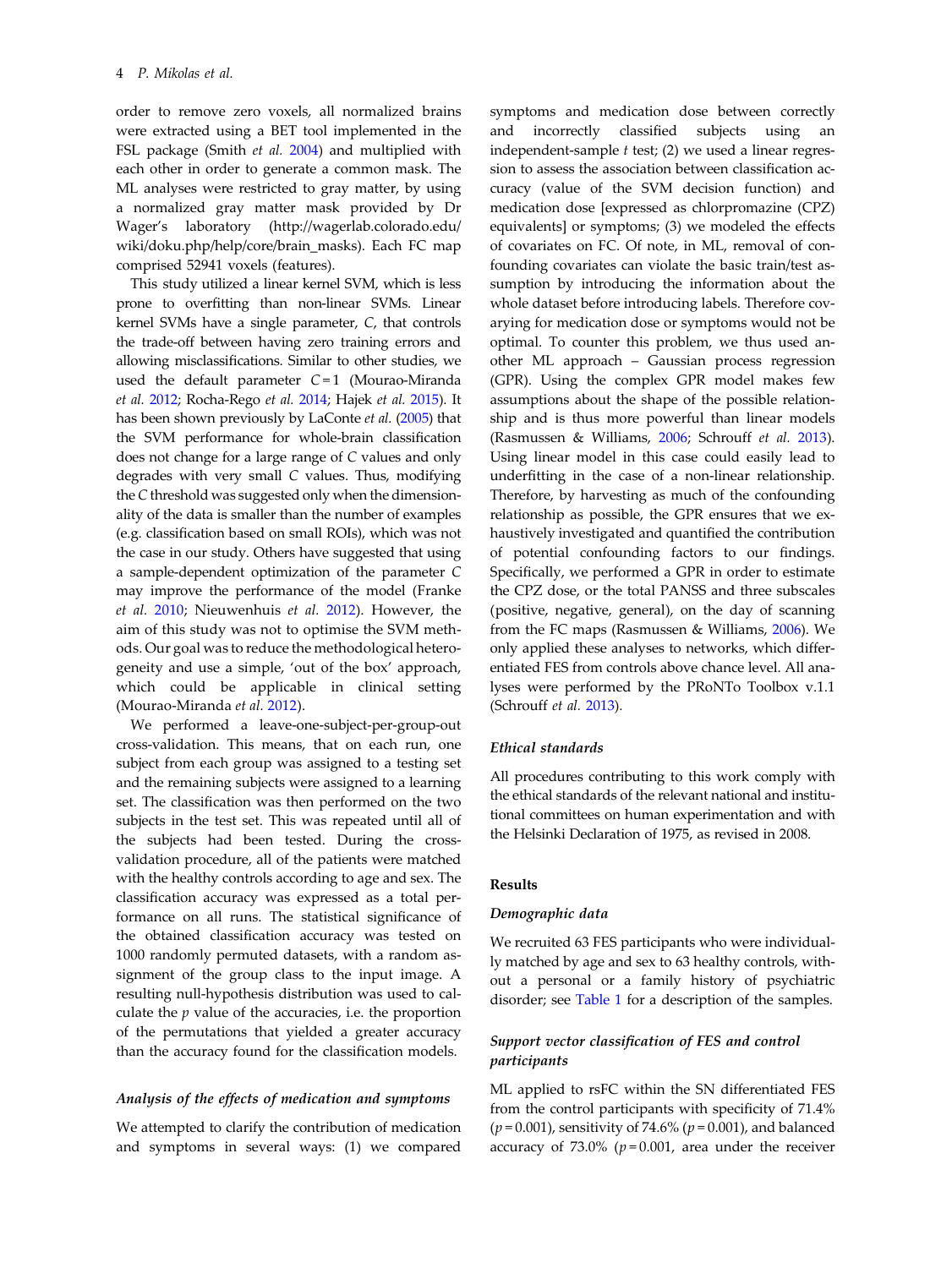order to remove zero voxels, all normalized brains were extracted using a BET tool implemented in the FSL package (Smith *et al.* 2004) and multiplied with each other in order to generate a common mask. The ML analyses were restricted to gray matter, by using a normalized gray matter mask provided by Dr Wager's laboratory (http://wagerlab.colorado.edu/wiki/doku.php/help/core/brain_masks). Each FC map comprised 52941 voxels (features).

This study utilized a linear kernel SVM, which is less prone to overfitting than non-linear SVMs. Linear kernel SVMs have a single parameter, *C*, that controls the trade-off between having zero training errors and allowing misclassifications. Similar to other studies, we used the default parameter $C=1$ (Mourao-Miranda *et al.* 2012; Rocha-Rego *et al.* 2014; Hajek *et al.* 2015). It has been shown previously by LaConte *et al.* (2005) that the SVM performance for whole-brain classification does not change for a large range of *C* values and only degrades with very small *C* values. Thus, modifying the *C* threshold was suggested only when the dimensionality of the data is smaller than the number of examples (e.g. classification based on small ROIs), which was not the case in our study. Others have suggested that using a sample-dependent optimization of the parameter *C* may improve the performance of the model (Franke *et al.* 2010; Nieuwenhuis *et al.* 2012). However, the aim of this study was not to optimise the SVM methods. Our goal was to reduce the methodological heterogeneity and use a simple, 'out of the box' approach, which could be applicable in clinical setting (Mourao-Miranda *et al.* 2012).

We performed a leave-one-subject-per-group-out cross-validation. This means, that on each run, one subject from each group was assigned to a testing set and the remaining subjects were assigned to a learning set. The classification was then performed on the two subjects in the test set. This was repeated until all of the subjects had been tested. During the cross-validation procedure, all of the patients were matched with the healthy controls according to age and sex. The classification accuracy was expressed as a total performance on all runs. The statistical significance of the obtained classification accuracy was tested on 1000 randomly permuted datasets, with a random assignment of the group class to the input image. A resulting null-hypothesis distribution was used to calculate the *p* value of the accuracies, i.e. the proportion of the permutations that yielded a greater accuracy than the accuracy found for the classification models.

### *Analysis of the effects of medication and symptoms*

We attempted to clarify the contribution of medication and symptoms in several ways: (1) we compared symptoms and medication dose between correctly and incorrectly classified subjects using an independent-sample *t* test; (2) we used a linear regression to assess the association between classification accuracy (value of the SVM decision function) and medication dose [expressed as chlorpromazine (CPZ) equivalents] or symptoms; (3) we modeled the effects of covariates on FC. Of note, in ML, removal of confounding covariates can violate the basic train/test assumption by introducing the information about the whole dataset before introducing labels. Therefore covarying for medication dose or symptoms would not be optimal. To counter this problem, we thus used another ML approach – Gaussian process regression (GPR). Using the complex GPR model makes few assumptions about the shape of the possible relationship and is thus more powerful than linear models (Rasmussen & Williams, 2006; Schrouff *et al.* 2013). Using linear model in this case could easily lead to underfitting in the case of a non-linear relationship. Therefore, by harvesting as much of the confounding relationship as possible, the GPR ensures that we exhaustively investigated and quantified the contribution of potential confounding factors to our findings. Specifically, we performed a GPR in order to estimate the CPZ dose, or the total PANSS and three subscales (positive, negative, general), on the day of scanning from the FC maps (Rasmussen & Williams, 2006). We only applied these analyses to networks, which differentiated FES from controls above chance level. All analyses were performed by the PRoNTo Toolbox v.1.1 (Schrouff *et al.* 2013).

### *Ethical standards*

All procedures contributing to this work comply with the ethical standards of the relevant national and institutional committees on human experimentation and with the Helsinki Declaration of 1975, as revised in 2008.

## Results

### *Demographic data*

We recruited 63 FES participants who were individually matched by age and sex to 63 healthy controls, without a personal or a family history of psychiatric disorder; see Table 1 for a description of the samples.

### *Support vector classification of FES and control participants*

ML applied to rsFC within the SN differentiated FES from the control participants with specificity of 71.4% ($p=0.001$), sensitivity of 74.6% ($p=0.001$), and balanced accuracy of 73.0% ($p=0.001$, area under the receiver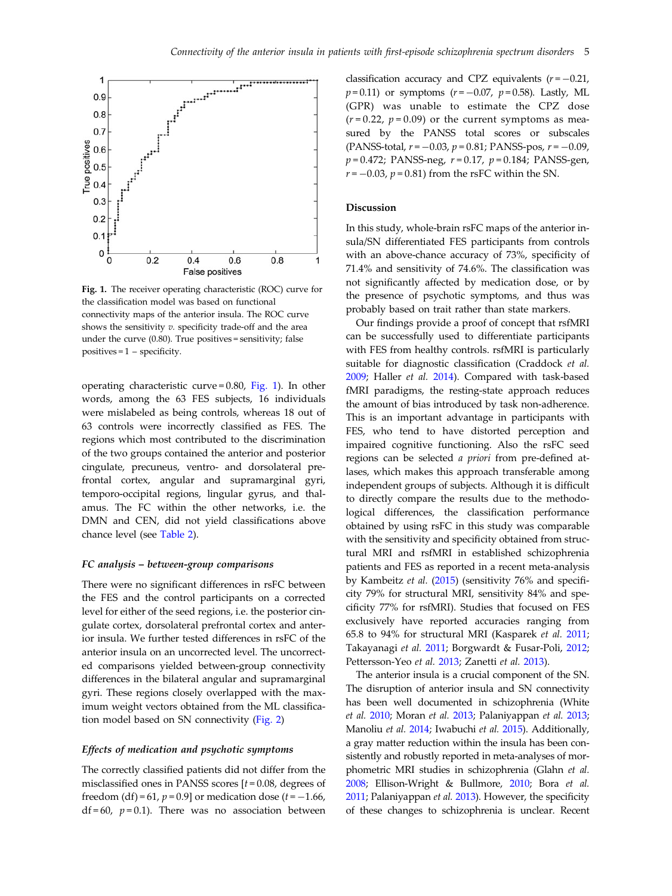Fig. 1. The receiver operating characteristic (ROC) curve for the classification model was based on functional connectivity maps of the anterior insula. The ROC curve shows the sensitivity *v.* specificity trade-off and the area under the curve (0.80). True positives = sensitivity; false positives = 1 – specificity.

operating characteristic curve = 0.80, Fig. 1). In other words, among the 63 FES subjects, 16 individuals were mislabeled as being controls, whereas 18 out of 63 controls were incorrectly classified as FES. The regions which most contributed to the discrimination of the two groups contained the anterior and posterior cingulate, precuneus, ventro- and dorsolateral prefrontal cortex, angular and supramarginal gyri, temporo-occipital regions, lingular gyrus, and thalamus. The FC within the other networks, i.e. the DMN and CEN, did not yield classifications above chance level (see Table 2).

### FC analysis – between-group comparisons

There were no significant differences in rsFC between the FES and the control participants on a corrected level for either of the seed regions, i.e. the posterior cingulate cortex, dorsolateral prefrontal cortex and anterior insula. We further tested differences in rsFC of the anterior insula on an uncorrected level. The uncorrected comparisons yielded between-group connectivity differences in the bilateral angular and supramarginal gyri. These regions closely overlapped with the maximum weight vectors obtained from the ML classification model based on SN connectivity (Fig. 2)

### Effects of medication and psychotic symptoms

The correctly classified patients did not differ from the misclassified ones in PANSS scores [$t = 0.08$, degrees of freedom (df) = 61, $p = 0.9$] or medication dose ($t = -1.66$, df = 60, $p = 0.1$). There was no association between classification accuracy and CPZ equivalents ($r = -0.21$, $p = 0.11$) or symptoms ($r = -0.07$, $p = 0.58$). Lastly, ML (GPR) was unable to estimate the CPZ dose ($r = 0.22$, $p = 0.09$) or the current symptoms as measured by the PANSS total scores or subscales (PANSS-total, $r = -0.03$, $p = 0.81$; PANSS-pos, $r = -0.09$, $p = 0.472$; PANSS-neg, $r = 0.17$, $p = 0.184$; PANSS-gen, $r = -0.03$, $p = 0.81$) from the rsFC within the SN.

## Discussion

In this study, whole-brain rsFC maps of the anterior insula/SN differentiated FES participants from controls with an above-chance accuracy of 73%, specificity of 71.4% and sensitivity of 74.6%. The classification was not significantly affected by medication dose, or by the presence of psychotic symptoms, and thus was probably based on trait rather than state markers.

Our findings provide a proof of concept that rsfMRI can be successfully used to differentiate participants with FES from healthy controls. rsfMRI is particularly suitable for diagnostic classification (Craddock *et al.* 2009; Haller *et al.* 2014). Compared with task-based fMRI paradigms, the resting-state approach reduces the amount of bias introduced by task non-adherence. This is an important advantage in participants with FES, who tend to have distorted perception and impaired cognitive functioning. Also the rsFC seed regions can be selected *a priori* from pre-defined atlases, which makes this approach transferable among independent groups of subjects. Although it is difficult to directly compare the results due to the methodological differences, the classification performance obtained by using rsFC in this study was comparable with the sensitivity and specificity obtained from structural MRI and rsfMRI in established schizophrenia patients and FES as reported in a recent meta-analysis by Kambeitz *et al.* (2015) (sensitivity 76% and specificity 79% for structural MRI, sensitivity 84% and specificity 77% for rsfMRI). Studies that focused on FES exclusively have reported accuracies ranging from 65.8 to 94% for structural MRI (Kasparek *et al.* 2011; Takayanagi *et al.* 2011; Borgwardt & Fusar-Poli, 2012; Pettersson-Yeo *et al.* 2013; Zanetti *et al.* 2013).

The anterior insula is a crucial component of the SN. The disruption of anterior insula and SN connectivity has been well documented in schizophrenia (White *et al.* 2010; Moran *et al.* 2013; Palaniyappan *et al.* 2013; Manoliu *et al.* 2014; Iwabuchi *et al.* 2015). Additionally, a gray matter reduction within the insula has been consistently and robustly reported in meta-analyses of morphometric MRI studies in schizophrenia (Glahn *et al.* 2008; Ellison-Wright & Bullmore, 2010; Bora *et al.* 2011; Palaniyappan *et al.* 2013). However, the specificity of these changes to schizophrenia is unclear. Recent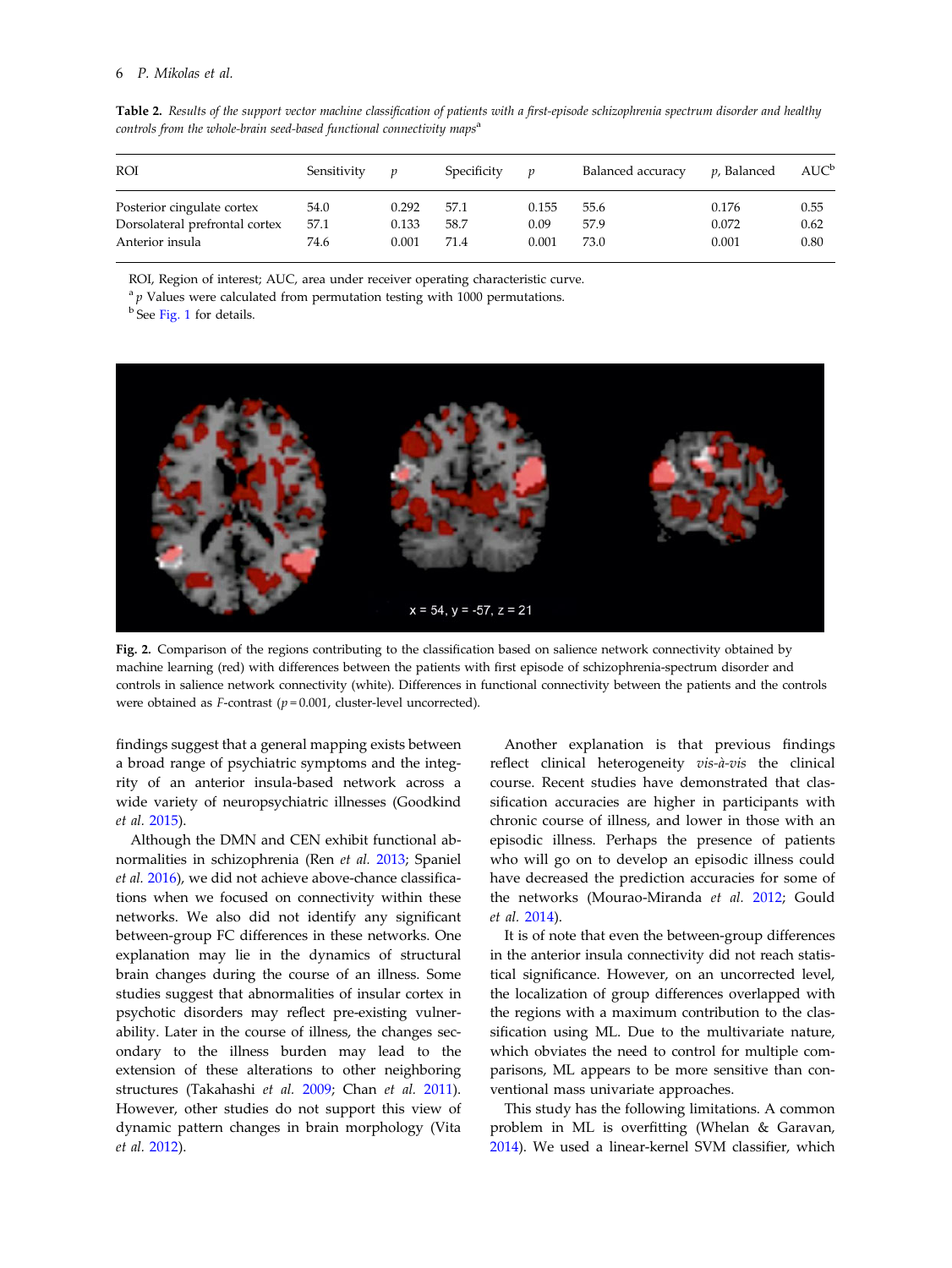**Table 2.** *Results of the support vector machine classification of patients with a first-episode schizophrenia spectrum disorder and healthy controls from the whole-brain seed-based functional connectivity maps*[a]

| ROI | Sensitivity | $p$ | Specificity | $p$ | Balanced accuracy | $p$, Balanced | AUC[b] |
|---|---|---|---|---|---|---|---|
| Posterior cingulate cortex | 54.0 | 0.292 | 57.1 | 0.155 | 55.6 | 0.176 | 0.55 |
| Dorsolateral prefrontal cortex | 57.1 | 0.133 | 58.7 | 0.09 | 57.9 | 0.072 | 0.62 |
| Anterior insula | 74.6 | 0.001 | 71.4 | 0.001 | 73.0 | 0.001 | 0.80 |

ROI, Region of interest; AUC, area under receiver operating characteristic curve.
[a] $p$ Values were calculated from permutation testing with 1000 permutations.
[b] See Fig. 1 for details.

**Fig. 2.** Comparison of the regions contributing to the classification based on salience network connectivity obtained by machine learning (red) with differences between the patients with first episode of schizophrenia-spectrum disorder and controls in salience network connectivity (white). Differences in functional connectivity between the patients and the controls were obtained as *F*-contrast ($p = 0.001$, cluster-level uncorrected).

findings suggest that a general mapping exists between a broad range of psychiatric symptoms and the integrity of an anterior insula-based network across a wide variety of neuropsychiatric illnesses (Goodkind *et al.* 2015).

Although the DMN and CEN exhibit functional abnormalities in schizophrenia (Ren *et al.* 2013; Spaniel *et al.* 2016), we did not achieve above-chance classifications when we focused on connectivity within these networks. We also did not identify any significant between-group FC differences in these networks. One explanation may lie in the dynamics of structural brain changes during the course of an illness. Some studies suggest that abnormalities of insular cortex in psychotic disorders may reflect pre-existing vulnerability. Later in the course of illness, the changes secondary to the illness burden may lead to the extension of these alterations to other neighboring structures (Takahashi *et al.* 2009; Chan *et al.* 2011). However, other studies do not support this view of dynamic pattern changes in brain morphology (Vita *et al.* 2012).

Another explanation is that previous findings reflect clinical heterogeneity *vis-à-vis* the clinical course. Recent studies have demonstrated that classification accuracies are higher in participants with chronic course of illness, and lower in those with an episodic illness. Perhaps the presence of patients who will go on to develop an episodic illness could have decreased the prediction accuracies for some of the networks (Mourao-Miranda *et al.* 2012; Gould *et al.* 2014).

It is of note that even the between-group differences in the anterior insula connectivity did not reach statistical significance. However, on an uncorrected level, the localization of group differences overlapped with the regions with a maximum contribution to the classification using ML. Due to the multivariate nature, which obviates the need to control for multiple comparisons, ML appears to be more sensitive than conventional mass univariate approaches.

This study has the following limitations. A common problem in ML is overfitting (Whelan & Garavan, 2014). We used a linear-kernel SVM classifier, which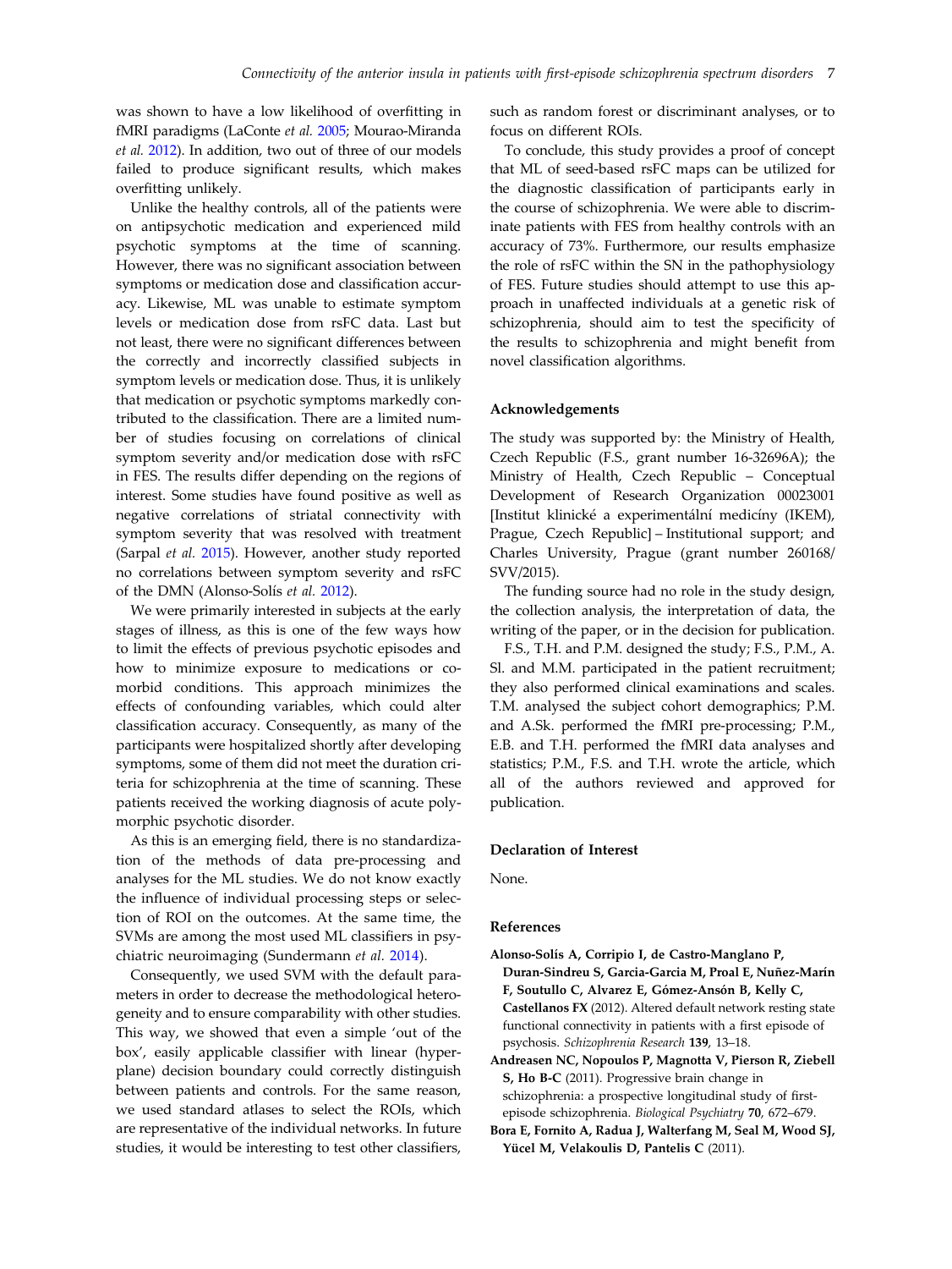was shown to have a low likelihood of overfitting in fMRI paradigms (LaConte *et al.* 2005; Mourao-Miranda *et al.* 2012). In addition, two out of three of our models failed to produce significant results, which makes overfitting unlikely.

Unlike the healthy controls, all of the patients were on antipsychotic medication and experienced mild psychotic symptoms at the time of scanning. However, there was no significant association between symptoms or medication dose and classification accuracy. Likewise, ML was unable to estimate symptom levels or medication dose from rsFC data. Last but not least, there were no significant differences between the correctly and incorrectly classified subjects in symptom levels or medication dose. Thus, it is unlikely that medication or psychotic symptoms markedly contributed to the classification. There are a limited number of studies focusing on correlations of clinical symptom severity and/or medication dose with rsFC in FES. The results differ depending on the regions of interest. Some studies have found positive as well as negative correlations of striatal connectivity with symptom severity that was resolved with treatment (Sarpal *et al.* 2015). However, another study reported no correlations between symptom severity and rsFC of the DMN (Alonso-Solís *et al.* 2012).

We were primarily interested in subjects at the early stages of illness, as this is one of the few ways how to limit the effects of previous psychotic episodes and how to minimize exposure to medications or comorbid conditions. This approach minimizes the effects of confounding variables, which could alter classification accuracy. Consequently, as many of the participants were hospitalized shortly after developing symptoms, some of them did not meet the duration criteria for schizophrenia at the time of scanning. These patients received the working diagnosis of acute polymorphic psychotic disorder.

As this is an emerging field, there is no standardization of the methods of data pre-processing and analyses for the ML studies. We do not know exactly the influence of individual processing steps or selection of ROI on the outcomes. At the same time, the SVMs are among the most used ML classifiers in psychiatric neuroimaging (Sundermann *et al.* 2014).

Consequently, we used SVM with the default parameters in order to decrease the methodological heterogeneity and to ensure comparability with other studies. This way, we showed that even a simple 'out of the box', easily applicable classifier with linear (hyperplane) decision boundary could correctly distinguish between patients and controls. For the same reason, we used standard atlases to select the ROIs, which are representative of the individual networks. In future studies, it would be interesting to test other classifiers, such as random forest or discriminant analyses, or to focus on different ROIs.

To conclude, this study provides a proof of concept that ML of seed-based rsFC maps can be utilized for the diagnostic classification of participants early in the course of schizophrenia. We were able to discriminate patients with FES from healthy controls with an accuracy of 73%. Furthermore, our results emphasize the role of rsFC within the SN in the pathophysiology of FES. Future studies should attempt to use this approach in unaffected individuals at a genetic risk of schizophrenia, should aim to test the specificity of the results to schizophrenia and might benefit from novel classification algorithms.

## Acknowledgements

The study was supported by: the Ministry of Health, Czech Republic (F.S., grant number 16-32696A); the Ministry of Health, Czech Republic – Conceptual Development of Research Organization 00023001 [Institut klinické a experimentální medicíny (IKEM), Prague, Czech Republic] – Institutional support; and Charles University, Prague (grant number 260168/SVV/2015).

The funding source had no role in the study design, the collection analysis, the interpretation of data, the writing of the paper, or in the decision for publication.

F.S., T.H. and P.M. designed the study; F.S., P.M., A. Sl. and M.M. participated in the patient recruitment; they also performed clinical examinations and scales. T.M. analysed the subject cohort demographics; P.M. and A.Sk. performed the fMRI pre-processing; P.M., E.B. and T.H. performed the fMRI data analyses and statistics; P.M., F.S. and T.H. wrote the article, which all of the authors reviewed and approved for publication.

## Declaration of Interest

None.

## References

**Alonso-Solís A, Corripio I, de Castro-Manglano P, Duran-Sindreu S, Garcia-Garcia M, Proal E, Nuñez-Marín F, Soutullo C, Alvarez E, Gómez-Ansón B, Kelly C, Castellanos FX** (2012). Altered default network resting state functional connectivity in patients with a first episode of psychosis. *Schizophrenia Research* **139**, 13–18.

**Andreasen NC, Nopoulos P, Magnotta V, Pierson R, Ziebell S, Ho B-C** (2011). Progressive brain change in schizophrenia: a prospective longitudinal study of first-episode schizophrenia. *Biological Psychiatry* **70**, 672–679.

**Bora E, Fornito A, Radua J, Walterfang M, Seal M, Wood SJ, Yücel M, Velakoulis D, Pantelis C** (2011).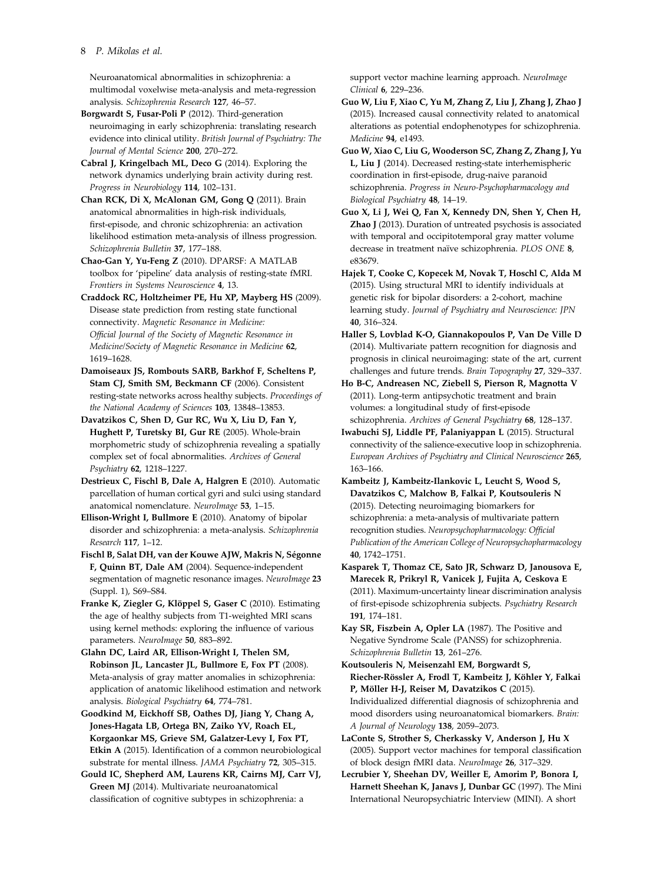Neuroanatomical abnormalities in schizophrenia: a multimodal voxelwise meta-analysis and meta-regression analysis. *Schizophrenia Research* **127**, 46–57.

**Borgwardt S, Fusar-Poli P** (2012). Third-generation neuroimaging in early schizophrenia: translating research evidence into clinical utility. *British Journal of Psychiatry: The Journal of Mental Science* **200**, 270–272.

**Cabral J, Kringelbach ML, Deco G** (2014). Exploring the network dynamics underlying brain activity during rest. *Progress in Neurobiology* **114**, 102–131.

**Chan RCK, Di X, McAlonan GM, Gong Q** (2011). Brain anatomical abnormalities in high-risk individuals, first-episode, and chronic schizophrenia: an activation likelihood estimation meta-analysis of illness progression. *Schizophrenia Bulletin* **37**, 177–188.

**Chao-Gan Y, Yu-Feng Z** (2010). DPARSF: A MATLAB toolbox for 'pipeline' data analysis of resting-state fMRI. *Frontiers in Systems Neuroscience* **4**, 13.

**Craddock RC, Holtzheimer PE, Hu XP, Mayberg HS** (2009). Disease state prediction from resting state functional connectivity. *Magnetic Resonance in Medicine: Official Journal of the Society of Magnetic Resonance in Medicine/Society of Magnetic Resonance in Medicine* **62**, 1619–1628.

**Damoiseaux JS, Rombouts SARB, Barkhof F, Scheltens P, Stam CJ, Smith SM, Beckmann CF** (2006). Consistent resting-state networks across healthy subjects. *Proceedings of the National Academy of Sciences* **103**, 13848–13853.

**Davatzikos C, Shen D, Gur RC, Wu X, Liu D, Fan Y, Hughett P, Turetsky BI, Gur RE** (2005). Whole-brain morphometric study of schizophrenia revealing a spatially complex set of focal abnormalities. *Archives of General Psychiatry* **62**, 1218–1227.

**Destrieux C, Fischl B, Dale A, Halgren E** (2010). Automatic parcellation of human cortical gyri and sulci using standard anatomical nomenclature. *NeuroImage* **53**, 1–15.

**Ellison-Wright I, Bullmore E** (2010). Anatomy of bipolar disorder and schizophrenia: a meta-analysis. *Schizophrenia Research* **117**, 1–12.

**Fischl B, Salat DH, van der Kouwe AJW, Makris N, Ségonne F, Quinn BT, Dale AM** (2004). Sequence-independent segmentation of magnetic resonance images. *NeuroImage* **23** (Suppl. 1), S69–S84.

**Franke K, Ziegler G, Klöppel S, Gaser C** (2010). Estimating the age of healthy subjects from T1-weighted MRI scans using kernel methods: exploring the influence of various parameters. *NeuroImage* **50**, 883–892.

**Glahn DC, Laird AR, Ellison-Wright I, Thelen SM, Robinson JL, Lancaster JL, Bullmore E, Fox PT** (2008). Meta-analysis of gray matter anomalies in schizophrenia: application of anatomic likelihood estimation and network analysis. *Biological Psychiatry* **64**, 774–781.

**Goodkind M, Eickhoff SB, Oathes DJ, Jiang Y, Chang A, Jones-Hagata LB, Ortega BN, Zaiko YV, Roach EL, Korgaonkar MS, Grieve SM, Galatzer-Levy I, Fox PT, Etkin A** (2015). Identification of a common neurobiological substrate for mental illness. *JAMA Psychiatry* **72**, 305–315.

**Gould IC, Shepherd AM, Laurens KR, Cairns MJ, Carr VJ, Green MJ** (2014). Multivariate neuroanatomical classification of cognitive subtypes in schizophrenia: a support vector machine learning approach. *NeuroImage Clinical* **6**, 229–236.

**Guo W, Liu F, Xiao C, Yu M, Zhang Z, Liu J, Zhang J, Zhao J** (2015). Increased causal connectivity related to anatomical alterations as potential endophenotypes for schizophrenia. *Medicine* **94**, e1493.

**Guo W, Xiao C, Liu G, Wooderson SC, Zhang Z, Zhang J, Yu L, Liu J** (2014). Decreased resting-state interhemispheric coordination in first-episode, drug-naive paranoid schizophrenia. *Progress in Neuro-Psychopharmacology and Biological Psychiatry* **48**, 14–19.

**Guo X, Li J, Wei Q, Fan X, Kennedy DN, Shen Y, Chen H, Zhao J** (2013). Duration of untreated psychosis is associated with temporal and occipitotemporal gray matter volume decrease in treatment naïve schizophrenia. *PLOS ONE* **8**, e83679.

**Hajek T, Cooke C, Kopecek M, Novak T, Hoschl C, Alda M** (2015). Using structural MRI to identify individuals at genetic risk for bipolar disorders: a 2-cohort, machine learning study. *Journal of Psychiatry and Neuroscience: JPN* **40**, 316–324.

**Haller S, Lovblad K-O, Giannakopoulos P, Van De Ville D** (2014). Multivariate pattern recognition for diagnosis and prognosis in clinical neuroimaging: state of the art, current challenges and future trends. *Brain Topography* **27**, 329–337.

**Ho B-C, Andreasen NC, Ziebell S, Pierson R, Magnotta V** (2011). Long-term antipsychotic treatment and brain volumes: a longitudinal study of first-episode schizophrenia. *Archives of General Psychiatry* **68**, 128–137.

**Iwabuchi SJ, Liddle PF, Palaniyappan L** (2015). Structural connectivity of the salience-executive loop in schizophrenia. *European Archives of Psychiatry and Clinical Neuroscience* **265**, 163–166.

**Kambeitz J, Kambeitz-Ilankovic L, Leucht S, Wood S, Davatzikos C, Malchow B, Falkai P, Koutsouleris N** (2015). Detecting neuroimaging biomarkers for schizophrenia: a meta-analysis of multivariate pattern recognition studies. *Neuropsychopharmacology: Official Publication of the American College of Neuropsychopharmacology* **40**, 1742–1751.

**Kasparek T, Thomaz CE, Sato JR, Schwarz D, Janousova E, Marecek R, Prikryl R, Vanicek J, Fujita A, Ceskova E** (2011). Maximum-uncertainty linear discrimination analysis of first-episode schizophrenia subjects. *Psychiatry Research* **191**, 174–181.

**Kay SR, Fiszbein A, Opler LA** (1987). The Positive and Negative Syndrome Scale (PANSS) for schizophrenia. *Schizophrenia Bulletin* **13**, 261–276.

**Koutsouleris N, Meisenzahl EM, Borgwardt S, Riecher-Rössler A, Frodl T, Kambeitz J, Köhler Y, Falkai P, Möller H-J, Reiser M, Davatzikos C** (2015). Individualized differential diagnosis of schizophrenia and mood disorders using neuroanatomical biomarkers. *Brain: A Journal of Neurology* **138**, 2059–2073.

**LaConte S, Strother S, Cherkassky V, Anderson J, Hu X** (2005). Support vector machines for temporal classification of block design fMRI data. *NeuroImage* **26**, 317–329.

**Lecrubier Y, Sheehan DV, Weiller E, Amorim P, Bonora I, Harnett Sheehan K, Janavs J, Dunbar GC** (1997). The Mini International Neuropsychiatric Interview (MINI). A short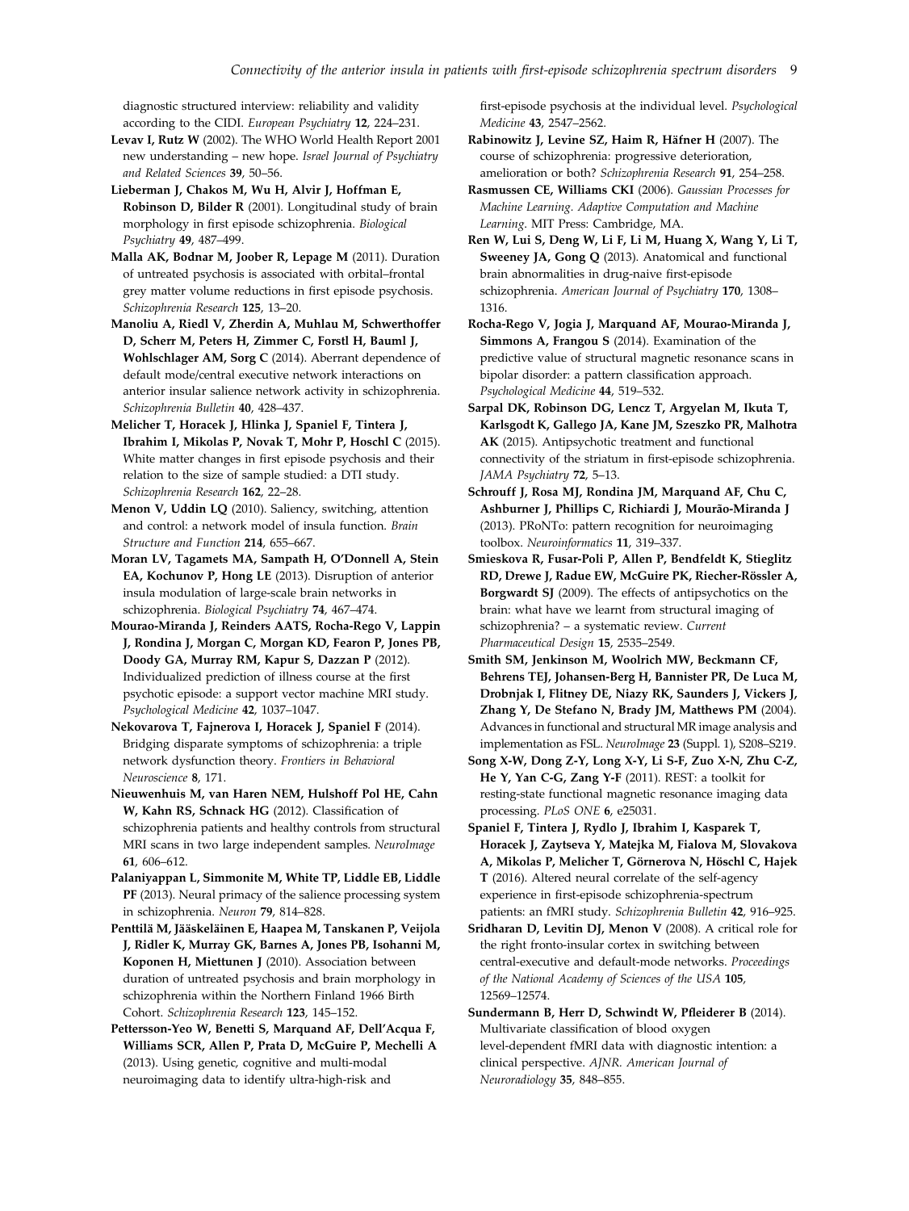diagnostic structured interview: reliability and validity according to the CIDI. *European Psychiatry* **12**, 224–231.

**Levav I, Rutz W** (2002). The WHO World Health Report 2001 new understanding – new hope. *Israel Journal of Psychiatry and Related Sciences* **39**, 50–56.

**Lieberman J, Chakos M, Wu H, Alvir J, Hoffman E, Robinson D, Bilder R** (2001). Longitudinal study of brain morphology in first episode schizophrenia. *Biological Psychiatry* **49**, 487–499.

**Malla AK, Bodnar M, Joober R, Lepage M** (2011). Duration of untreated psychosis is associated with orbital–frontal grey matter volume reductions in first episode psychosis. *Schizophrenia Research* **125**, 13–20.

**Manoliu A, Riedl V, Zherdin A, Muhlau M, Schwerthoffer D, Scherr M, Peters H, Zimmer C, Forstl H, Bauml J, Wohlschlager AM, Sorg C** (2014). Aberrant dependence of default mode/central executive network interactions on anterior insular salience network activity in schizophrenia. *Schizophrenia Bulletin* **40**, 428–437.

**Melicher T, Horacek J, Hlinka J, Spaniel F, Tintera J, Ibrahim I, Mikolas P, Novak T, Mohr P, Hoschl C** (2015). White matter changes in first episode psychosis and their relation to the size of sample studied: a DTI study. *Schizophrenia Research* **162**, 22–28.

**Menon V, Uddin LQ** (2010). Saliency, switching, attention and control: a network model of insula function. *Brain Structure and Function* **214**, 655–667.

**Moran LV, Tagamets MA, Sampath H, O'Donnell A, Stein EA, Kochunov P, Hong LE** (2013). Disruption of anterior insula modulation of large-scale brain networks in schizophrenia. *Biological Psychiatry* **74**, 467–474.

**Mourao-Miranda J, Reinders AATS, Rocha-Rego V, Lappin J, Rondina J, Morgan C, Morgan KD, Fearon P, Jones PB, Doody GA, Murray RM, Kapur S, Dazzan P** (2012). Individualized prediction of illness course at the first psychotic episode: a support vector machine MRI study. *Psychological Medicine* **42**, 1037–1047.

**Nekovarova T, Fajnerova I, Horacek J, Spaniel F** (2014). Bridging disparate symptoms of schizophrenia: a triple network dysfunction theory. *Frontiers in Behavioral Neuroscience* **8**, 171.

**Nieuwenhuis M, van Haren NEM, Hulshoff Pol HE, Cahn W, Kahn RS, Schnack HG** (2012). Classification of schizophrenia patients and healthy controls from structural MRI scans in two large independent samples. *NeuroImage* **61**, 606–612.

**Palaniyappan L, Simmonite M, White TP, Liddle EB, Liddle PF** (2013). Neural primacy of the salience processing system in schizophrenia. *Neuron* **79**, 814–828.

**Penttilä M, Jääskeläinen E, Haapea M, Tanskanen P, Veijola J, Ridler K, Murray GK, Barnes A, Jones PB, Isohanni M, Koponen H, Miettunen J** (2010). Association between duration of untreated psychosis and brain morphology in schizophrenia within the Northern Finland 1966 Birth Cohort. *Schizophrenia Research* **123**, 145–152.

**Pettersson-Yeo W, Benetti S, Marquand AF, Dell'Acqua F, Williams SCR, Allen P, Prata D, McGuire P, Mechelli A** (2013). Using genetic, cognitive and multi-modal neuroimaging data to identify ultra-high-risk and first-episode psychosis at the individual level. *Psychological Medicine* **43**, 2547–2562.

**Rabinowitz J, Levine SZ, Haim R, Häfner H** (2007). The course of schizophrenia: progressive deterioration, amelioration or both? *Schizophrenia Research* **91**, 254–258.

**Rasmussen CE, Williams CKI** (2006). *Gaussian Processes for Machine Learning. Adaptive Computation and Machine Learning*. MIT Press: Cambridge, MA.

**Ren W, Lui S, Deng W, Li F, Li M, Huang X, Wang Y, Li T, Sweeney JA, Gong Q** (2013). Anatomical and functional brain abnormalities in drug-naive first-episode schizophrenia. *American Journal of Psychiatry* **170**, 1308–1316.

**Rocha-Rego V, Jogia J, Marquand AF, Mourao-Miranda J, Simmons A, Frangou S** (2014). Examination of the predictive value of structural magnetic resonance scans in bipolar disorder: a pattern classification approach. *Psychological Medicine* **44**, 519–532.

**Sarpal DK, Robinson DG, Lencz T, Argyelan M, Ikuta T, Karlsgodt K, Gallego JA, Kane JM, Szeszko PR, Malhotra AK** (2015). Antipsychotic treatment and functional connectivity of the striatum in first-episode schizophrenia. *JAMA Psychiatry* **72**, 5–13.

**Schrouff J, Rosa MJ, Rondina JM, Marquand AF, Chu C, Ashburner J, Phillips C, Richiardi J, Mourão-Miranda J** (2013). PRoNTo: pattern recognition for neuroimaging toolbox. *Neuroinformatics* **11**, 319–337.

**Smieskova R, Fusar-Poli P, Allen P, Bendfeldt K, Stieglitz RD, Drewe J, Radue EW, McGuire PK, Riecher-Rössler A, Borgwardt SJ** (2009). The effects of antipsychotics on the brain: what have we learnt from structural imaging of schizophrenia? – a systematic review. *Current Pharmaceutical Design* **15**, 2535–2549.

**Smith SM, Jenkinson M, Woolrich MW, Beckmann CF, Behrens TEJ, Johansen-Berg H, Bannister PR, De Luca M, Drobnjak I, Flitney DE, Niazy RK, Saunders J, Vickers J, Zhang Y, De Stefano N, Brady JM, Matthews PM** (2004). Advances in functional and structural MR image analysis and implementation as FSL. *NeuroImage* **23** (Suppl. 1), S208–S219.

**Song X-W, Dong Z-Y, Long X-Y, Li S-F, Zuo X-N, Zhu C-Z, He Y, Yan C-G, Zang Y-F** (2011). REST: a toolkit for resting-state functional magnetic resonance imaging data processing. *PLoS ONE* **6**, e25031.

**Spaniel F, Tintera J, Rydlo J, Ibrahim I, Kasparek T, Horacek J, Zaytseva Y, Matejka M, Fialova M, Slovakova A, Mikolas P, Melicher T, Görnerova N, Höschl C, Hajek T** (2016). Altered neural correlate of the self-agency experience in first-episode schizophrenia-spectrum patients: an fMRI study. *Schizophrenia Bulletin* **42**, 916–925.

**Sridharan D, Levitin DJ, Menon V** (2008). A critical role for the right fronto-insular cortex in switching between central-executive and default-mode networks. *Proceedings of the National Academy of Sciences of the USA* **105**, 12569–12574.

**Sundermann B, Herr D, Schwindt W, Pfleiderer B** (2014). Multivariate classification of blood oxygen level-dependent fMRI data with diagnostic intention: a clinical perspective. *AJNR. American Journal of Neuroradiology* **35**, 848–855.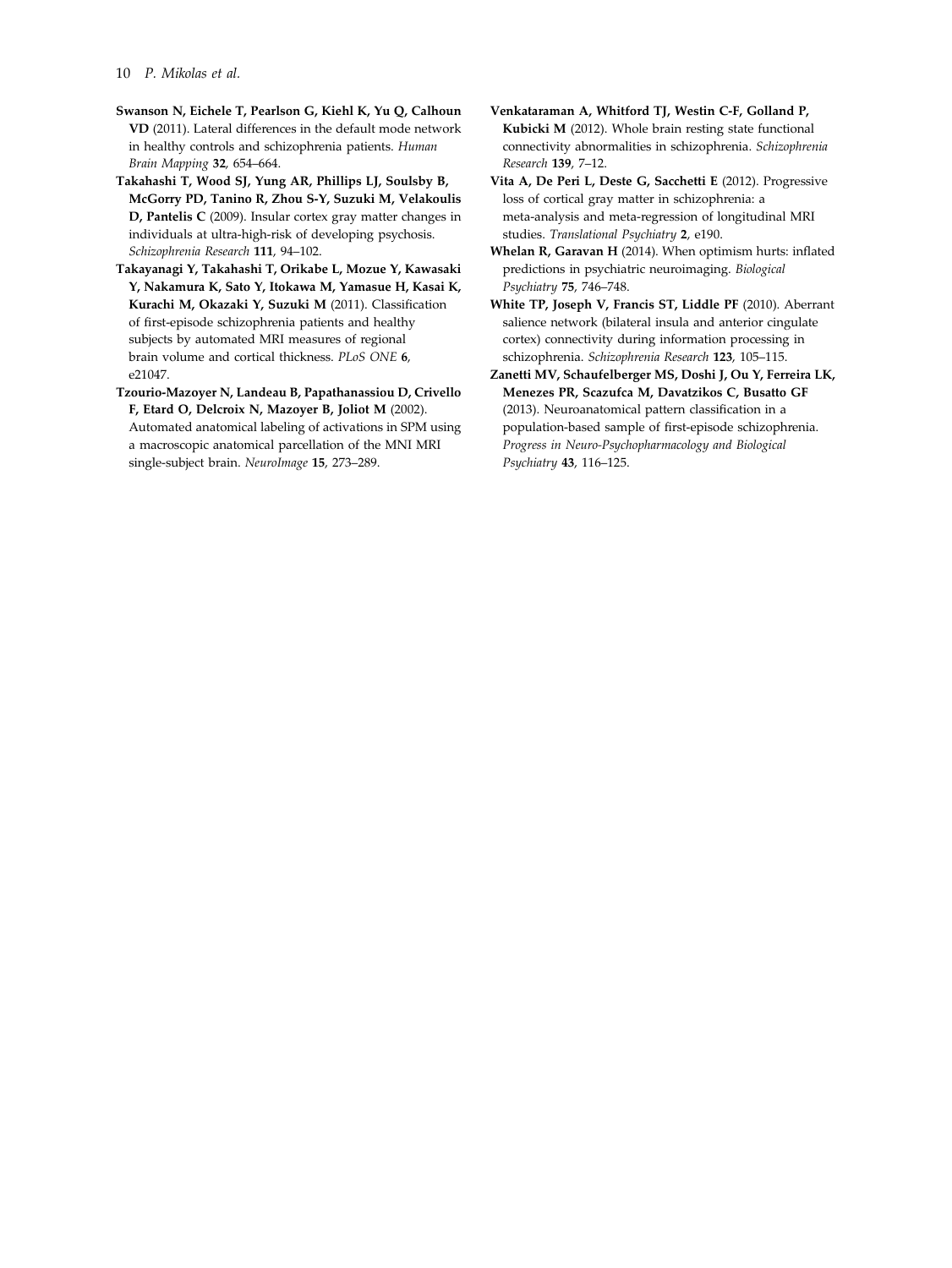**Swanson N, Eichele T, Pearlson G, Kiehl K, Yu Q, Calhoun VD** (2011). Lateral differences in the default mode network in healthy controls and schizophrenia patients. *Human Brain Mapping* **32**, 654–664.

**Takahashi T, Wood SJ, Yung AR, Phillips LJ, Soulsby B, McGorry PD, Tanino R, Zhou S-Y, Suzuki M, Velakoulis D, Pantelis C** (2009). Insular cortex gray matter changes in individuals at ultra-high-risk of developing psychosis. *Schizophrenia Research* **111**, 94–102.

**Takayanagi Y, Takahashi T, Orikabe L, Mozue Y, Kawasaki Y, Nakamura K, Sato Y, Itokawa M, Yamasue H, Kasai K, Kurachi M, Okazaki Y, Suzuki M** (2011). Classification of first-episode schizophrenia patients and healthy subjects by automated MRI measures of regional brain volume and cortical thickness. *PLoS ONE* **6**, e21047.

**Tzourio-Mazoyer N, Landeau B, Papathanassiou D, Crivello F, Etard O, Delcroix N, Mazoyer B, Joliot M** (2002). Automated anatomical labeling of activations in SPM using a macroscopic anatomical parcellation of the MNI MRI single-subject brain. *NeuroImage* **15**, 273–289.

**Venkataraman A, Whitford TJ, Westin C-F, Golland P, Kubicki M** (2012). Whole brain resting state functional connectivity abnormalities in schizophrenia. *Schizophrenia Research* **139**, 7–12.

**Vita A, De Peri L, Deste G, Sacchetti E** (2012). Progressive loss of cortical gray matter in schizophrenia: a meta-analysis and meta-regression of longitudinal MRI studies. *Translational Psychiatry* **2**, e190.

**Whelan R, Garavan H** (2014). When optimism hurts: inflated predictions in psychiatric neuroimaging. *Biological Psychiatry* **75**, 746–748.

**White TP, Joseph V, Francis ST, Liddle PF** (2010). Aberrant salience network (bilateral insula and anterior cingulate cortex) connectivity during information processing in schizophrenia. *Schizophrenia Research* **123**, 105–115.

**Zanetti MV, Schaufelberger MS, Doshi J, Ou Y, Ferreira LK, Menezes PR, Scazufca M, Davatzikos C, Busatto GF** (2013). Neuroanatomical pattern classification in a population-based sample of first-episode schizophrenia. *Progress in Neuro-Psychopharmacology and Biological Psychiatry* **43**, 116–125.